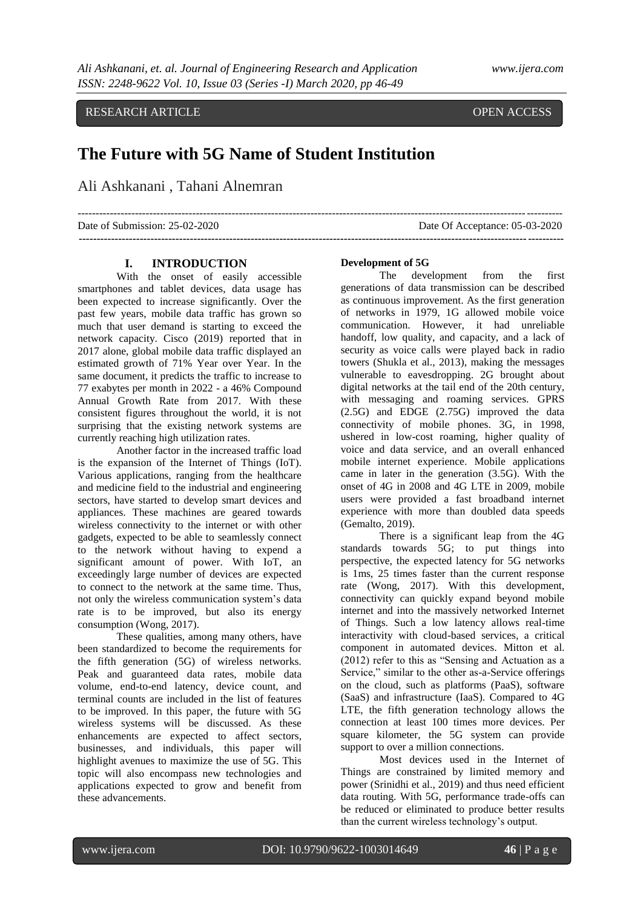RESEARCH ARTICLE OPEN ACCESS

# The Future with 5G Name of Student Institution

Ali Ashkanani , Tahani Alnemran

Date of Submission: 25-02-2020 Date Of Acceptance: 05-03-2020

## I. INTRODUCTION

With the onset of easily accessible smartphones and tablet devices, data usage has been expected to increase significantly. Over the past few years, mobile data traffic has grown so much that user demand is starting to exceed the network capacity. Cisco (2019) reported that in 2017 alone, global mobile data traffic displayed an estimated growth of 71% Year over Year. In the same document, it predicts the traffic to increase to 77 exabytes per month in 2022 - a 46% Compound Annual Growth Rate from 2017. With these consistent figures throughout the world, it is not surprising that the existing network systems are currently reaching high utilization rates.

Another factor in the increased traffic load is the expansion of the Internet of Things (IoT). Various applications, ranging from the healthcare and medicine field to the industrial and engineering sectors, have started to develop smart devices and appliances. These machines are geared towards wireless connectivity to the internet or with other gadgets, expected to be able to seamlessly connect to the network without having to expend a significant amount of power. With IoT, an exceedingly large number of devices are expected to connect to the network at the same time. Thus, not only the wireless communication system's data rate is to be improved, but also its energy consumption (Wong, 2017).

These qualities, among many others, have been standardized to become the requirements for the fifth generation (5G) of wireless networks. Peak and guaranteed data rates, mobile data volume, end-to-end latency, device count, and terminal counts are included in the list of features to be improved. In this paper, the future with 5G wireless systems will be discussed. As these enhancements are expected to affect sectors, businesses, and individuals, this paper will highlight avenues to maximize the use of 5G. This topic will also encompass new technologies and applications expected to grow and benefit from these advancements.

**Development of 5G**

The development from the first generations of data transmission can be described as continuous improvement. As the first generation of networks in 1979, 1G allowed mobile voice communication. However, it had unreliable handoff, low quality, and capacity, and a lack of security as voice calls were played back in radio towers (Shukla et al., 2013), making the messages vulnerable to eavesdropping. 2G brought about digital networks at the tail end of the 20th century, with messaging and roaming services. GPRS (2.5G) and EDGE (2.75G) improved the data connectivity of mobile phones. 3G, in 1998, ushered in low-cost roaming, higher quality of voice and data service, and an overall enhanced mobile internet experience. Mobile applications came in later in the generation (3.5G). With the onset of 4G in 2008 and 4G LTE in 2009, mobile users were provided a fast broadband internet experience with more than doubled data speeds (Gemalto, 2019).

There is a significant leap from the 4G standards towards 5G; to put things into perspective, the expected latency for 5G networks is 1ms, 25 times faster than the current response rate (Wong, 2017). With this development, connectivity can quickly expand beyond mobile internet and into the massively networked Internet of Things. Such a low latency allows real-time interactivity with cloud-based services, a critical component in automated devices. Mitton et al. (2012) refer to this as "Sensing and Actuation as a Service," similar to the other as-a-Service offerings on the cloud, such as platforms (PaaS), software (SaaS) and infrastructure (IaaS). Compared to 4G LTE, the fifth generation technology allows the connection at least 100 times more devices. Per square kilometer, the 5G system can provide support to over a million connections.

Most devices used in the Internet of Things are constrained by limited memory and power (Srinidhi et al., 2019) and thus need efficient data routing. With 5G, performance trade-offs can be reduced or eliminated to produce better results than the current wireless technology's output.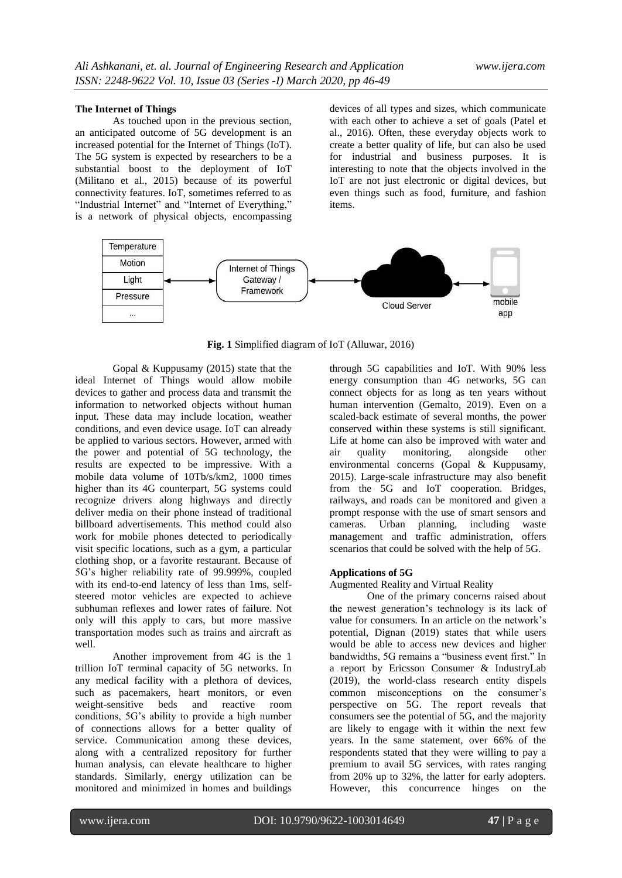### The Internet of Things

As touched upon in the previous section, an anticipated outcome of 5G development is an increased potential for the Internet of Things (IoT). The 5G system is expected by researchers to be a substantial boost to the deployment of IoT (Militano et al., 2015) because of its powerful connectivity features. IoT, sometimes referred to as "Industrial Internet" and "Internet of Everything," is a network of physical objects, encompassing devices of all types and sizes, which communicate with each other to achieve a set of goals (Patel et al., 2016). Often, these everyday objects work to create a better quality of life, but can also be used for industrial and business purposes. It is interesting to note that the objects involved in the IoT are not just electronic or digital devices, but even things such as food, furniture, and fashion items.

**Fig. 1** Simplified diagram of IoT (Alluwar, 2016)

Gopal & Kuppusamy (2015) state that the ideal Internet of Things would allow mobile devices to gather and process data and transmit the information to networked objects without human input. These data may include location, weather conditions, and even device usage. IoT can already be applied to various sectors. However, armed with the power and potential of 5G technology, the results are expected to be impressive. With a mobile data volume of 10Tb/s/km2, 1000 times higher than its 4G counterpart, 5G systems could recognize drivers along highways and directly deliver media on their phone instead of traditional billboard advertisements. This method could also work for mobile phones detected to periodically visit specific locations, such as a gym, a particular clothing shop, or a favorite restaurant. Because of 5G's higher reliability rate of 99.999%, coupled with its end-to-end latency of less than 1ms, self-steered motor vehicles are expected to achieve subhuman reflexes and lower rates of failure. Not only will this apply to cars, but more massive transportation modes such as trains and aircraft as well.

Another improvement from 4G is the 1 trillion IoT terminal capacity of 5G networks. In any medical facility with a plethora of devices, such as pacemakers, heart monitors, or even weight-sensitive beds and reactive room conditions, 5G's ability to provide a high number of connections allows for a better quality of service. Communication among these devices, along with a centralized repository for further human analysis, can elevate healthcare to higher standards. Similarly, energy utilization can be monitored and minimized in homes and buildings through 5G capabilities and IoT. With 90% less energy consumption than 4G networks, 5G can connect objects for as long as ten years without human intervention (Gemalto, 2019). Even on a scaled-back estimate of several months, the power conserved within these systems is still significant. Life at home can also be improved with water and air quality monitoring, alongside other environmental concerns (Gopal & Kuppusamy, 2015). Large-scale infrastructure may also benefit from the 5G and IoT cooperation. Bridges, railways, and roads can be monitored and given a prompt response with the use of smart sensors and cameras. Urban planning, including waste management and traffic administration, offers scenarios that could be solved with the help of 5G.

### Applications of 5G

Augmented Reality and Virtual Reality

One of the primary concerns raised about the newest generation's technology is its lack of value for consumers. In an article on the network's potential, Dignan (2019) states that while users would be able to access new devices and higher bandwidths, 5G remains a "business event first." In a report by Ericsson Consumer & IndustryLab (2019), the world-class research entity dispels common misconceptions on the consumer's perspective on 5G. The report reveals that consumers see the potential of 5G, and the majority are likely to engage with it within the next few years. In the same statement, over 66% of the respondents stated that they were willing to pay a premium to avail 5G services, with rates ranging from 20% up to 32%, the latter for early adopters. However, this concurrence hinges on the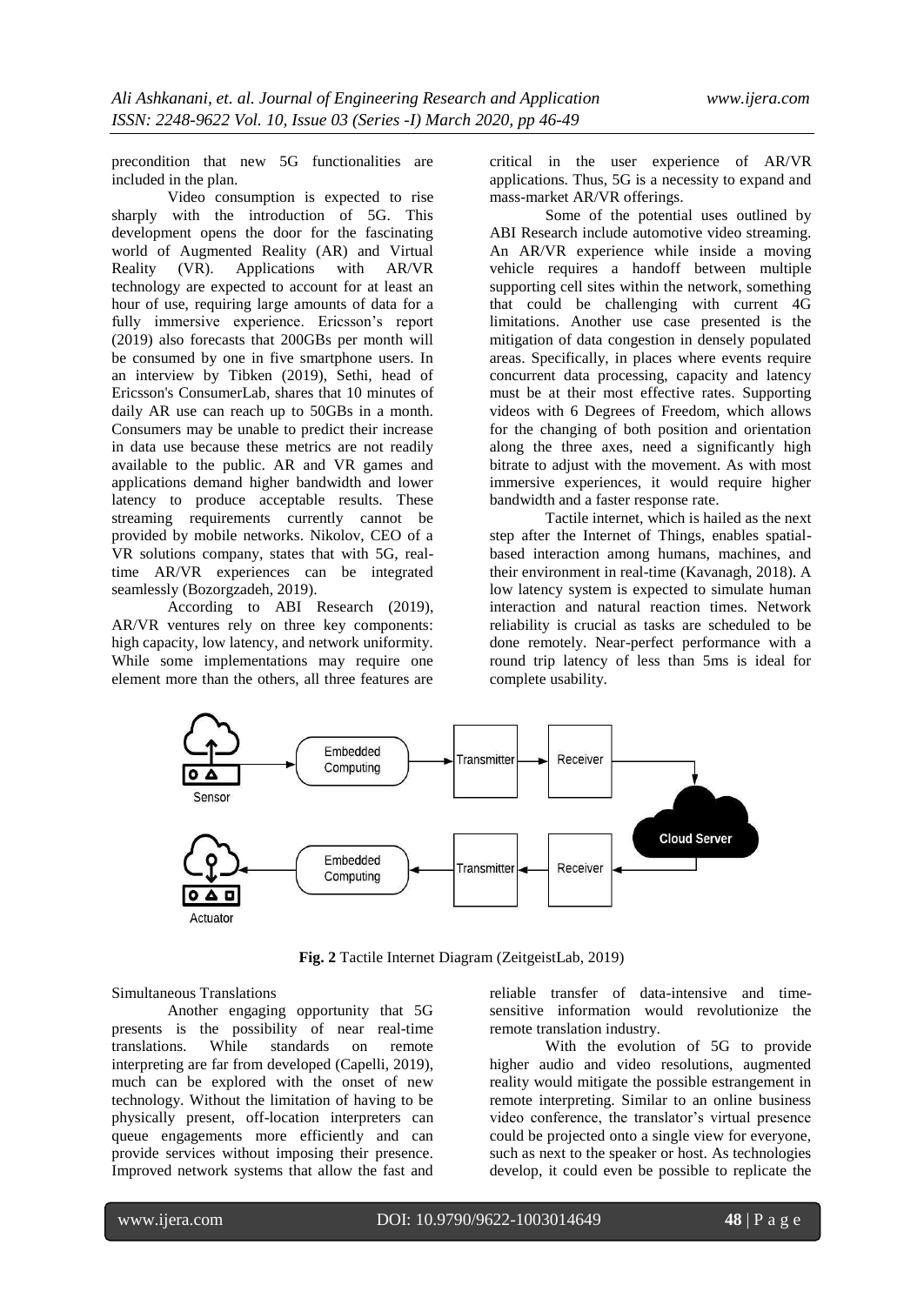precondition that new 5G functionalities are included in the plan.

Video consumption is expected to rise sharply with the introduction of 5G. This development opens the door for the fascinating world of Augmented Reality (AR) and Virtual Reality (VR). Applications with AR/VR technology are expected to account for at least an hour of use, requiring large amounts of data for a fully immersive experience. Ericsson's report (2019) also forecasts that 200GBs per month will be consumed by one in five smartphone users. In an interview by Tibken (2019), Sethi, head of Ericsson's ConsumerLab, shares that 10 minutes of daily AR use can reach up to 50GBs in a month. Consumers may be unable to predict their increase in data use because these metrics are not readily available to the public. AR and VR games and applications demand higher bandwidth and lower latency to produce acceptable results. These streaming requirements currently cannot be provided by mobile networks. Nikolov, CEO of a VR solutions company, states that with 5G, real-time AR/VR experiences can be integrated seamlessly (Bozorgzadeh, 2019).

According to ABI Research (2019), AR/VR ventures rely on three key components: high capacity, low latency, and network uniformity. While some implementations may require one element more than the others, all three features are critical in the user experience of AR/VR applications. Thus, 5G is a necessity to expand and mass-market AR/VR offerings.

Some of the potential uses outlined by ABI Research include automotive video streaming. An AR/VR experience while inside a moving vehicle requires a handoff between multiple supporting cell sites within the network, something that could be challenging with current 4G limitations. Another use case presented is the mitigation of data congestion in densely populated areas. Specifically, in places where events require concurrent data processing, capacity and latency must be at their most effective rates. Supporting videos with 6 Degrees of Freedom, which allows for the changing of both position and orientation along the three axes, need a significantly high bitrate to adjust with the movement. As with most immersive experiences, it would require higher bandwidth and a faster response rate.

Tactile internet, which is hailed as the next step after the Internet of Things, enables spatial-based interaction among humans, machines, and their environment in real-time (Kavanagh, 2018). A low latency system is expected to simulate human interaction and natural reaction times. Network reliability is crucial as tasks are scheduled to be done remotely. Near-perfect performance with a round trip latency of less than 5ms is ideal for complete usability.

**Fig. 2** Tactile Internet Diagram (ZeitgeistLab, 2019)

Simultaneous Translations

Another engaging opportunity that 5G presents is the possibility of near real-time translations. While standards on remote interpreting are far from developed (Capelli, 2019), much can be explored with the onset of new technology. Without the limitation of having to be physically present, off-location interpreters can queue engagements more efficiently and can provide services without imposing their presence. Improved network systems that allow the fast and reliable transfer of data-intensive and time-sensitive information would revolutionize the remote translation industry.

With the evolution of 5G to provide higher audio and video resolutions, augmented reality would mitigate the possible estrangement in remote interpreting. Similar to an online business video conference, the translator's virtual presence could be projected onto a single view for everyone, such as next to the speaker or host. As technologies develop, it could even be possible to replicate the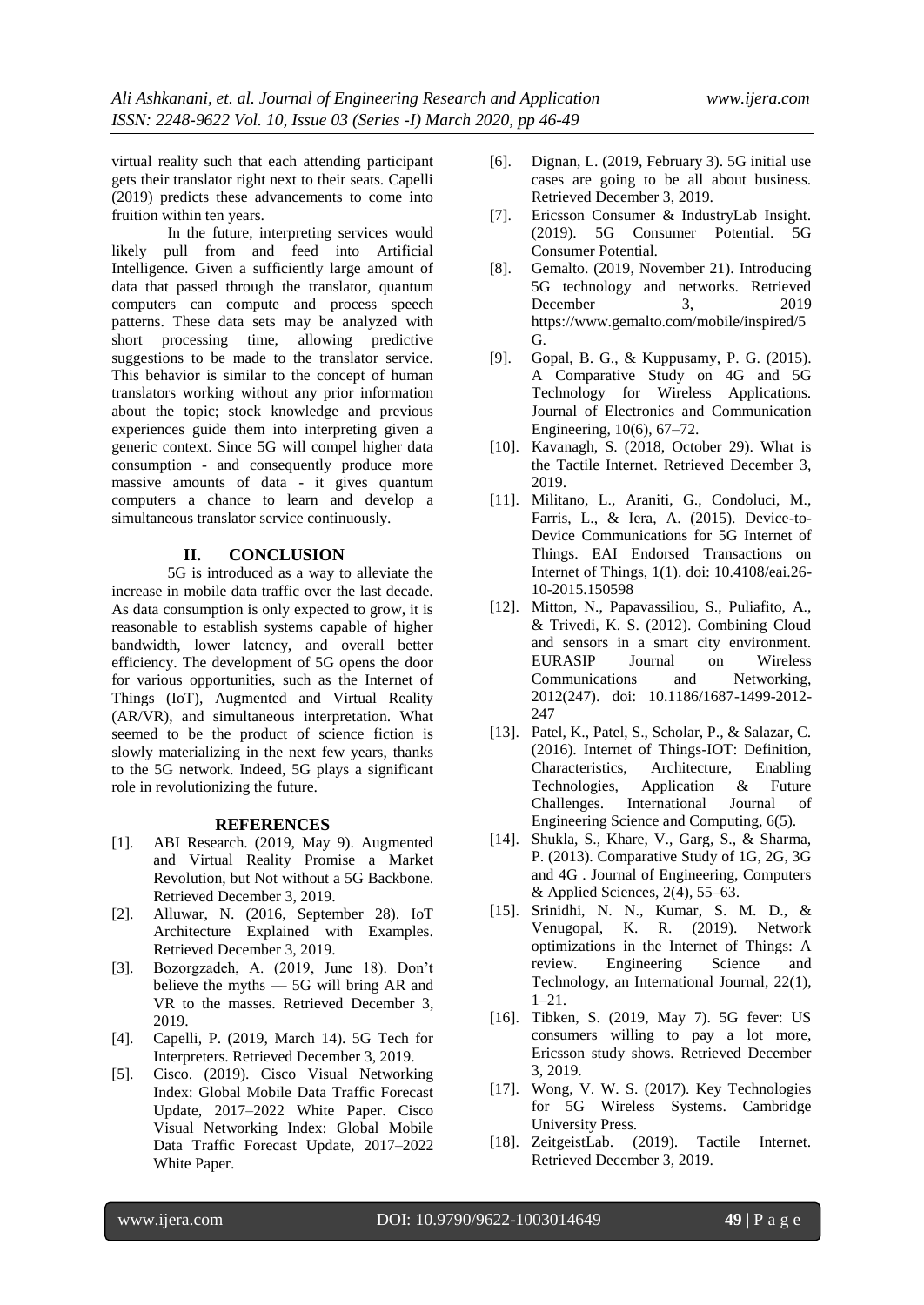virtual reality such that each attending participant gets their translator right next to their seats. Capelli (2019) predicts these advancements to come into fruition within ten years.

In the future, interpreting services would likely pull from and feed into Artificial Intelligence. Given a sufficiently large amount of data that passed through the translator, quantum computers can compute and process speech patterns. These data sets may be analyzed with short processing time, allowing predictive suggestions to be made to the translator service. This behavior is similar to the concept of human translators working without any prior information about the topic; stock knowledge and previous experiences guide them into interpreting given a generic context. Since 5G will compel higher data consumption - and consequently produce more massive amounts of data - it gives quantum computers a chance to learn and develop a simultaneous translator service continuously.

## II. CONCLUSION

5G is introduced as a way to alleviate the increase in mobile data traffic over the last decade. As data consumption is only expected to grow, it is reasonable to establish systems capable of higher bandwidth, lower latency, and overall better efficiency. The development of 5G opens the door for various opportunities, such as the Internet of Things (IoT), Augmented and Virtual Reality (AR/VR), and simultaneous interpretation. What seemed to be the product of science fiction is slowly materializing in the next few years, thanks to the 5G network. Indeed, 5G plays a significant role in revolutionizing the future.

## REFERENCES

[1]. ABI Research. (2019, May 9). Augmented and Virtual Reality Promise a Market Revolution, but Not without a 5G Backbone. Retrieved December 3, 2019.

[2]. Alluwar, N. (2016, September 28). IoT Architecture Explained with Examples. Retrieved December 3, 2019.

[3]. Bozorgzadeh, A. (2019, June 18). Don't believe the myths — 5G will bring AR and VR to the masses. Retrieved December 3, 2019.

[4]. Capelli, P. (2019, March 14). 5G Tech for Interpreters. Retrieved December 3, 2019.

[5]. Cisco. (2019). Cisco Visual Networking Index: Global Mobile Data Traffic Forecast Update, 2017–2022 White Paper. Cisco Visual Networking Index: Global Mobile Data Traffic Forecast Update, 2017–2022 White Paper.

[6]. Dignan, L. (2019, February 3). 5G initial use cases are going to be all about business. Retrieved December 3, 2019.

[7]. Ericsson Consumer & IndustryLab Insight. (2019). 5G Consumer Potential. 5G Consumer Potential.

[8]. Gemalto. (2019, November 21). Introducing 5G technology and networks. Retrieved December 3, 2019 https://www.gemalto.com/mobile/inspired/5G.

[9]. Gopal, B. G., & Kuppusamy, P. G. (2015). A Comparative Study on 4G and 5G Technology for Wireless Applications. Journal of Electronics and Communication Engineering, 10(6), 67–72.

[10]. Kavanagh, S. (2018, October 29). What is the Tactile Internet. Retrieved December 3, 2019.

[11]. Militano, L., Araniti, G., Condoluci, M., Farris, L., & Iera, A. (2015). Device-to-Device Communications for 5G Internet of Things. EAI Endorsed Transactions on Internet of Things, 1(1). doi: 10.4108/eai.26-10-2015.150598

[12]. Mitton, N., Papavassiliou, S., Puliafito, A., & Trivedi, K. S. (2012). Combining Cloud and sensors in a smart city environment. EURASIP Journal on Wireless Communications and Networking, 2012(247). doi: 10.1186/1687-1499-2012-247

[13]. Patel, K., Patel, S., Scholar, P., & Salazar, C. (2016). Internet of Things-IOT: Definition, Characteristics, Architecture, Enabling Technologies, Application & Future Challenges. International Journal of Engineering Science and Computing, 6(5).

[14]. Shukla, S., Khare, V., Garg, S., & Sharma, P. (2013). Comparative Study of 1G, 2G, 3G and 4G . Journal of Engineering, Computers & Applied Sciences, 2(4), 55–63.

[15]. Srinidhi, N. N., Kumar, S. M. D., & Venugopal, K. R. (2019). Network optimizations in the Internet of Things: A review. Engineering Science and Technology, an International Journal, 22(1), 1–21.

[16]. Tibken, S. (2019, May 7). 5G fever: US consumers willing to pay a lot more, Ericsson study shows. Retrieved December 3, 2019.

[17]. Wong, V. W. S. (2017). Key Technologies for 5G Wireless Systems. Cambridge University Press.

[18]. ZeitgeistLab. (2019). Tactile Internet. Retrieved December 3, 2019.